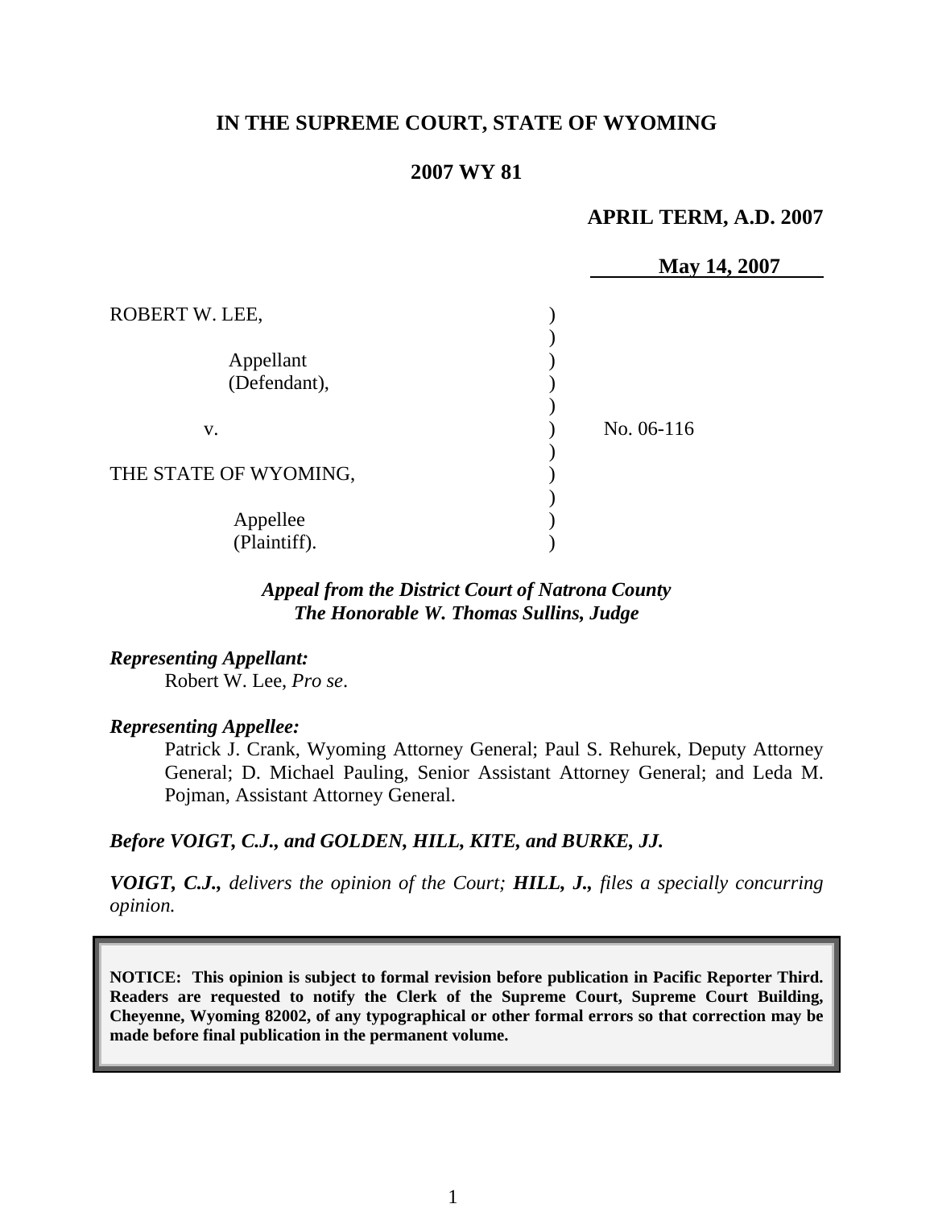**IN THE SUPREME COURT, STATE OF WYOMING**

**2007 WY 81**

**APRIL TERM, A.D. 2007**

**May 14, 2007**

| | | |
|---|---|---|
| ROBERT W. LEE, | ) | |
| | ) | |
| Appellant | ) | |
| (Defendant), | ) | |
| | ) | |
| v. | ) | No. 06-116 |
| | ) | |
| THE STATE OF WYOMING, | ) | |
| | ) | |
| Appellee | ) | |
| (Plaintiff). | ) | |

***Appeal from the District Court of Natrona County***
***The Honorable W. Thomas Sullins, Judge***

***Representing Appellant:***

Robert W. Lee, *Pro se*.

***Representing Appellee:***

Patrick J. Crank, Wyoming Attorney General; Paul S. Rehurek, Deputy Attorney General; D. Michael Pauling, Senior Assistant Attorney General; and Leda M. Pojman, Assistant Attorney General.

***Before VOIGT, C.J., and GOLDEN, HILL, KITE, and BURKE, JJ.***

***VOIGT, C.J.,*** *delivers the opinion of the Court;* ***HILL, J.,*** *files a specially concurring opinion.*

**NOTICE: This opinion is subject to formal revision before publication in Pacific Reporter Third. Readers are requested to notify the Clerk of the Supreme Court, Supreme Court Building, Cheyenne, Wyoming 82002, of any typographical or other formal errors so that correction may be made before final publication in the permanent volume.**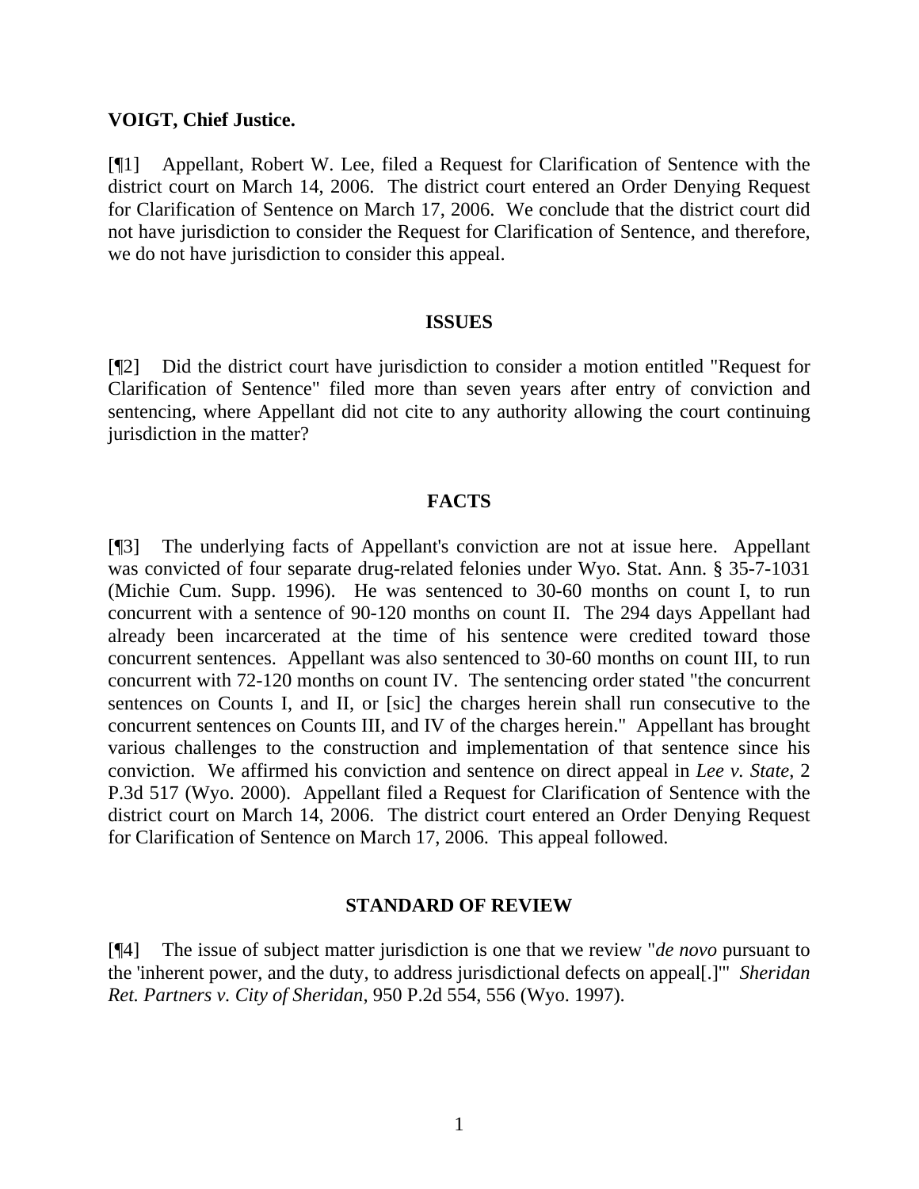**VOIGT, Chief Justice.**

[¶1] Appellant, Robert W. Lee, filed a Request for Clarification of Sentence with the district court on March 14, 2006. The district court entered an Order Denying Request for Clarification of Sentence on March 17, 2006. We conclude that the district court did not have jurisdiction to consider the Request for Clarification of Sentence, and therefore, we do not have jurisdiction to consider this appeal.

**ISSUES**

[¶2] Did the district court have jurisdiction to consider a motion entitled "Request for Clarification of Sentence" filed more than seven years after entry of conviction and sentencing, where Appellant did not cite to any authority allowing the court continuing jurisdiction in the matter?

**FACTS**

[¶3] The underlying facts of Appellant's conviction are not at issue here. Appellant was convicted of four separate drug-related felonies under Wyo. Stat. Ann. § 35-7-1031 (Michie Cum. Supp. 1996). He was sentenced to 30-60 months on count I, to run concurrent with a sentence of 90-120 months on count II. The 294 days Appellant had already been incarcerated at the time of his sentence were credited toward those concurrent sentences. Appellant was also sentenced to 30-60 months on count III, to run concurrent with 72-120 months on count IV. The sentencing order stated "the concurrent sentences on Counts I, and II, or [sic] the charges herein shall run consecutive to the concurrent sentences on Counts III, and IV of the charges herein." Appellant has brought various challenges to the construction and implementation of that sentence since his conviction. We affirmed his conviction and sentence on direct appeal in *Lee v. State*, 2 P.3d 517 (Wyo. 2000). Appellant filed a Request for Clarification of Sentence with the district court on March 14, 2006. The district court entered an Order Denying Request for Clarification of Sentence on March 17, 2006. This appeal followed.

**STANDARD OF REVIEW**

[¶4] The issue of subject matter jurisdiction is one that we review "*de novo* pursuant to the 'inherent power, and the duty, to address jurisdictional defects on appeal[.]'" *Sheridan Ret. Partners v. City of Sheridan*, 950 P.2d 554, 556 (Wyo. 1997).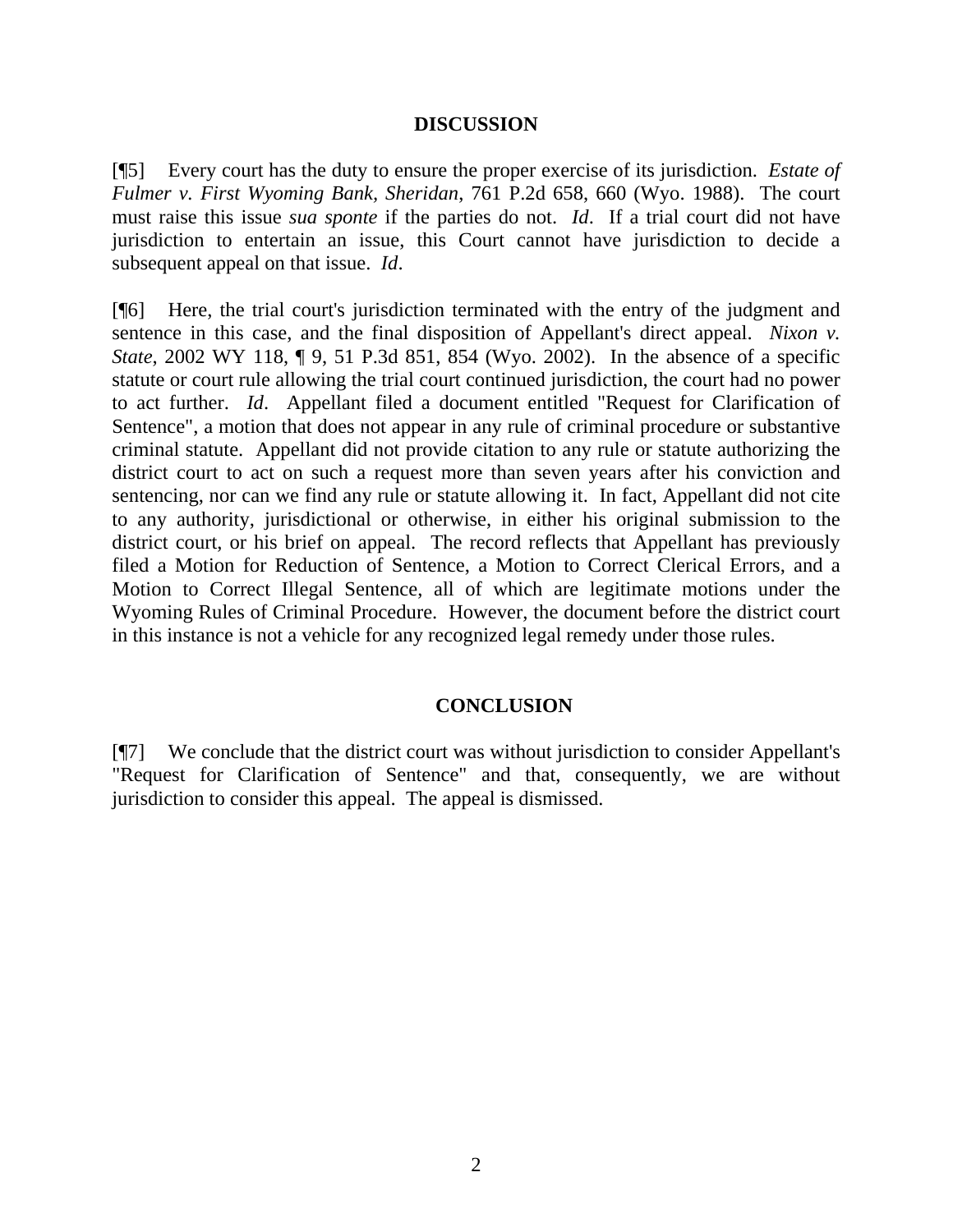## DISCUSSION

[¶5] Every court has the duty to ensure the proper exercise of its jurisdiction. *Estate of Fulmer v. First Wyoming Bank, Sheridan*, 761 P.2d 658, 660 (Wyo. 1988). The court must raise this issue *sua sponte* if the parties do not. *Id*. If a trial court did not have jurisdiction to entertain an issue, this Court cannot have jurisdiction to decide a subsequent appeal on that issue. *Id*.

[¶6] Here, the trial court's jurisdiction terminated with the entry of the judgment and sentence in this case, and the final disposition of Appellant's direct appeal. *Nixon v. State*, 2002 WY 118, ¶ 9, 51 P.3d 851, 854 (Wyo. 2002). In the absence of a specific statute or court rule allowing the trial court continued jurisdiction, the court had no power to act further. *Id*. Appellant filed a document entitled "Request for Clarification of Sentence", a motion that does not appear in any rule of criminal procedure or substantive criminal statute. Appellant did not provide citation to any rule or statute authorizing the district court to act on such a request more than seven years after his conviction and sentencing, nor can we find any rule or statute allowing it. In fact, Appellant did not cite to any authority, jurisdictional or otherwise, in either his original submission to the district court, or his brief on appeal. The record reflects that Appellant has previously filed a Motion for Reduction of Sentence, a Motion to Correct Clerical Errors, and a Motion to Correct Illegal Sentence, all of which are legitimate motions under the Wyoming Rules of Criminal Procedure. However, the document before the district court in this instance is not a vehicle for any recognized legal remedy under those rules.

## CONCLUSION

[¶7] We conclude that the district court was without jurisdiction to consider Appellant's "Request for Clarification of Sentence" and that, consequently, we are without jurisdiction to consider this appeal. The appeal is dismissed.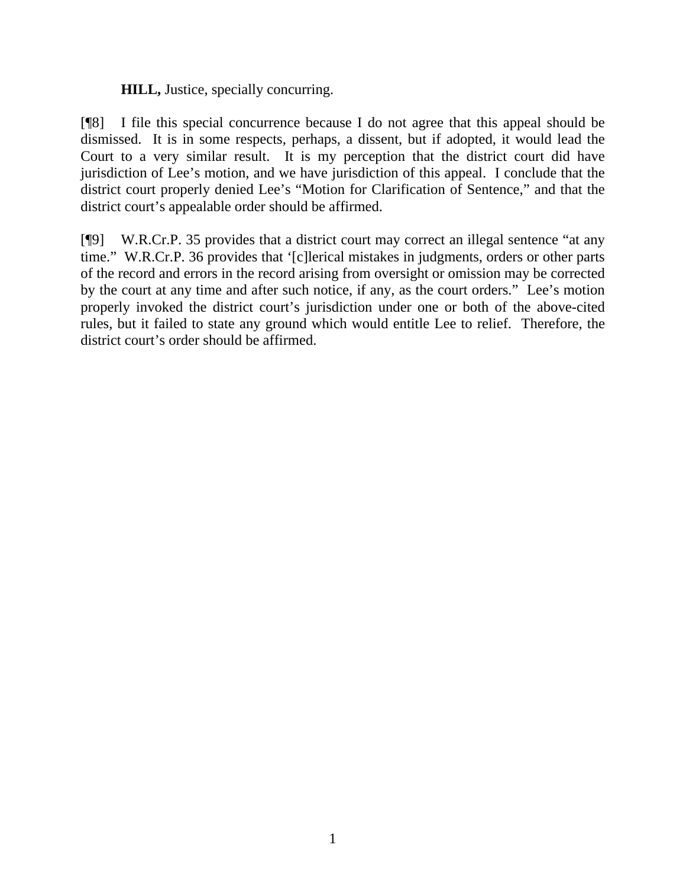**HILL,** Justice, specially concurring.

[¶8] I file this special concurrence because I do not agree that this appeal should be dismissed. It is in some respects, perhaps, a dissent, but if adopted, it would lead the Court to a very similar result. It is my perception that the district court did have jurisdiction of Lee's motion, and we have jurisdiction of this appeal. I conclude that the district court properly denied Lee's "Motion for Clarification of Sentence," and that the district court's appealable order should be affirmed.

[¶9] W.R.Cr.P. 35 provides that a district court may correct an illegal sentence "at any time." W.R.Cr.P. 36 provides that '[c]lerical mistakes in judgments, orders or other parts of the record and errors in the record arising from oversight or omission may be corrected by the court at any time and after such notice, if any, as the court orders." Lee's motion properly invoked the district court's jurisdiction under one or both of the above-cited rules, but it failed to state any ground which would entitle Lee to relief. Therefore, the district court's order should be affirmed.